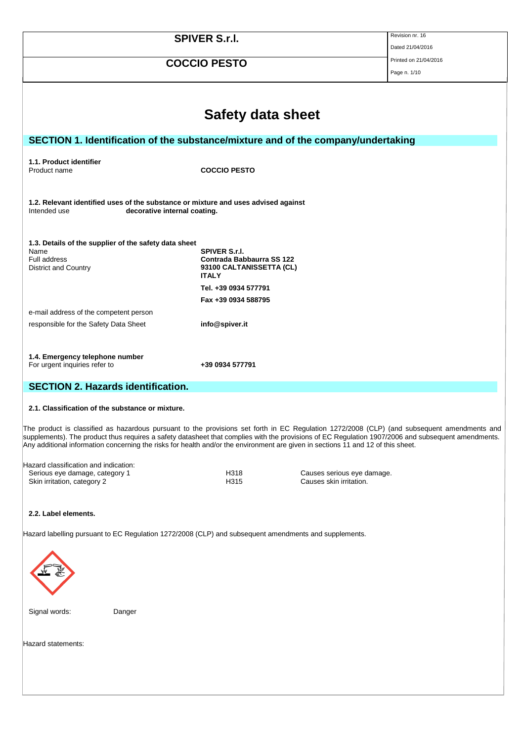# Safety data sheet

## SECTION 1. Identification of the substance/mixture and of the company/undertaking

**1.1. Product identifier**

Product name **COCCIO PESTO**

**1.2. Relevant identified uses of the substance or mixture and uses advised against**

Intended use **decorative internal coating.**

**1.3. Details of the supplier of the safety data sheet**

| | |
|---|---|
| Name | **SPIVER S.r.l.** |
| Full address | **Contrada Babbaurra SS 122** |
| District and Country | **93100 CALTANISSETTA (CL)** |
| | **ITALY** |
| | **Tel. +39 0934 577791** |
| | **Fax +39 0934 588795** |
| e-mail address of the competent person responsible for the Safety Data Sheet | **info@spiver.it** |

**1.4. Emergency telephone number**

For urgent inquiries refer to **+39 0934 577791**

## SECTION 2. Hazards identification.

**2.1. Classification of the substance or mixture.**

The product is classified as hazardous pursuant to the provisions set forth in EC Regulation 1272/2008 (CLP) (and subsequent amendments and supplements). The product thus requires a safety datasheet that complies with the provisions of EC Regulation 1907/2006 and subsequent amendments. Any additional information concerning the risks for health and/or the environment are given in sections 11 and 12 of this sheet.

Hazard classification and indication:

| | | |
|---|---|---|
| Serious eye damage, category 1 | H318 | Causes serious eye damage. |
| Skin irritation, category 2 | H315 | Causes skin irritation. |

**2.2. Label elements.**

Hazard labelling pursuant to EC Regulation 1272/2008 (CLP) and subsequent amendments and supplements.

Signal words: Danger

Hazard statements: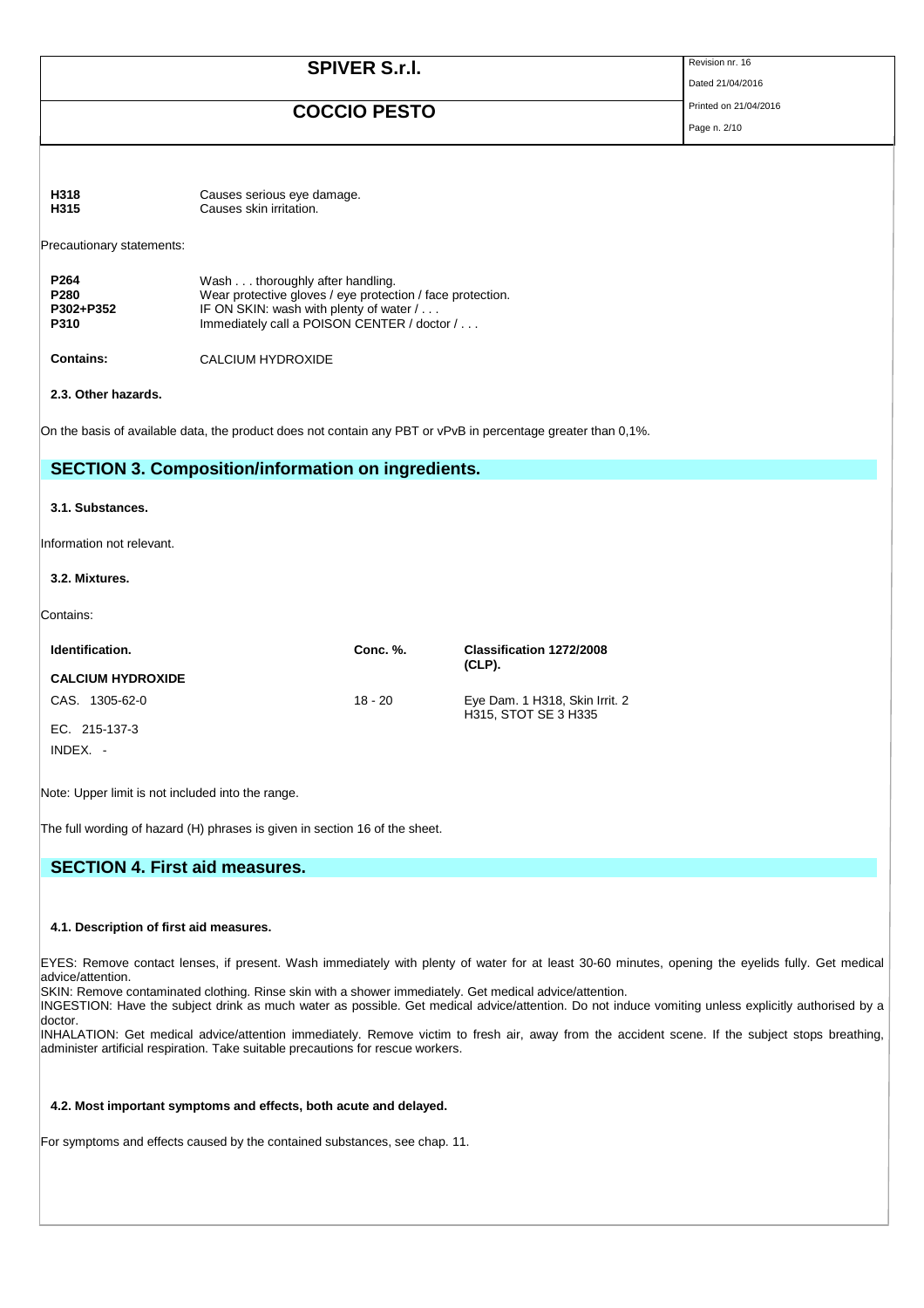| | |
|---|---|
| **H318** | Causes serious eye damage. |
| **H315** | Causes skin irritation. |

Precautionary statements:

| | |
|---|---|
| **P264** | Wash . . . thoroughly after handling. |
| **P280** | Wear protective gloves / eye protection / face protection. |
| **P302+P352** | IF ON SKIN: wash with plenty of water / . . . |
| **P310** | Immediately call a POISON CENTER / doctor / . . . |

**Contains:** CALCIUM HYDROXIDE

### 2.3. Other hazards.

On the basis of available data, the product does not contain any PBT or vPvB in percentage greater than 0,1%.

## SECTION 3. Composition/information on ingredients.

### 3.1. Substances.

Information not relevant.

### 3.2. Mixtures.

Contains:

| Identification. | Conc. %. | Classification 1272/2008 (CLP). |
|---|---|---|
| **CALCIUM HYDROXIDE** | | |
| CAS. 1305-62-0 | 18 - 20 | Eye Dam. 1 H318, Skin Irrit. 2 H315, STOT SE 3 H335 |
| EC. 215-137-3 | | |
| INDEX. - | | |

Note: Upper limit is not included into the range.

The full wording of hazard (H) phrases is given in section 16 of the sheet.

## SECTION 4. First aid measures.

### 4.1. Description of first aid measures.

EYES: Remove contact lenses, if present. Wash immediately with plenty of water for at least 30-60 minutes, opening the eyelids fully. Get medical advice/attention.
SKIN: Remove contaminated clothing. Rinse skin with a shower immediately. Get medical advice/attention.
INGESTION: Have the subject drink as much water as possible. Get medical advice/attention. Do not induce vomiting unless explicitly authorised by a doctor.
INHALATION: Get medical advice/attention immediately. Remove victim to fresh air, away from the accident scene. If the subject stops breathing, administer artificial respiration. Take suitable precautions for rescue workers.

### 4.2. Most important symptoms and effects, both acute and delayed.

For symptoms and effects caused by the contained substances, see chap. 11.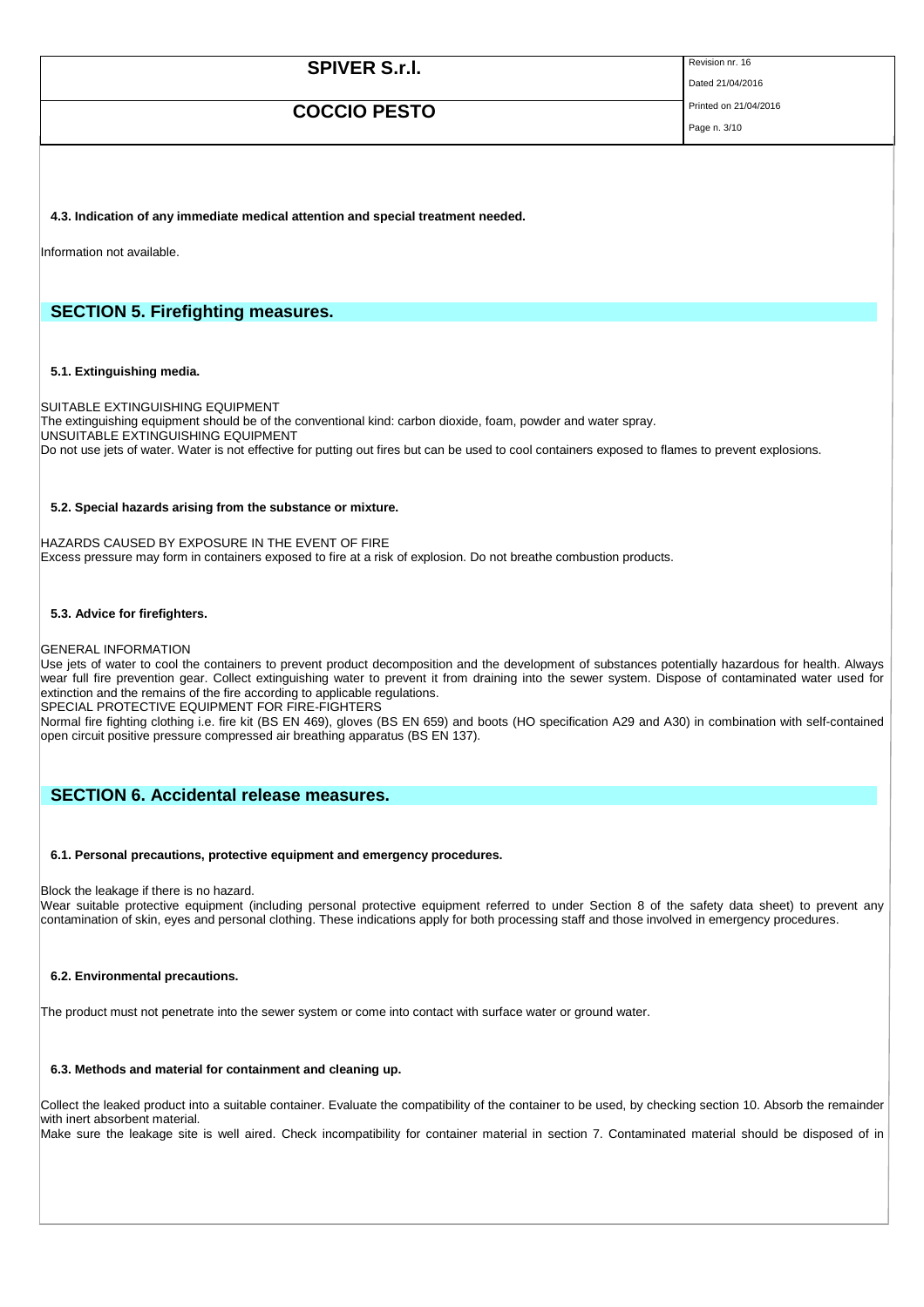**4.3. Indication of any immediate medical attention and special treatment needed.**

Information not available.

## SECTION 5. Firefighting measures.

**5.1. Extinguishing media.**

SUITABLE EXTINGUISHING EQUIPMENT
The extinguishing equipment should be of the conventional kind: carbon dioxide, foam, powder and water spray.
UNSUITABLE EXTINGUISHING EQUIPMENT
Do not use jets of water. Water is not effective for putting out fires but can be used to cool containers exposed to flames to prevent explosions.

**5.2. Special hazards arising from the substance or mixture.**

HAZARDS CAUSED BY EXPOSURE IN THE EVENT OF FIRE
Excess pressure may form in containers exposed to fire at a risk of explosion. Do not breathe combustion products.

**5.3. Advice for firefighters.**

GENERAL INFORMATION
Use jets of water to cool the containers to prevent product decomposition and the development of substances potentially hazardous for health. Always wear full fire prevention gear. Collect extinguishing water to prevent it from draining into the sewer system. Dispose of contaminated water used for extinction and the remains of the fire according to applicable regulations.
SPECIAL PROTECTIVE EQUIPMENT FOR FIRE-FIGHTERS
Normal fire fighting clothing i.e. fire kit (BS EN 469), gloves (BS EN 659) and boots (HO specification A29 and A30) in combination with self-contained open circuit positive pressure compressed air breathing apparatus (BS EN 137).

## SECTION 6. Accidental release measures.

**6.1. Personal precautions, protective equipment and emergency procedures.**

Block the leakage if there is no hazard.
Wear suitable protective equipment (including personal protective equipment referred to under Section 8 of the safety data sheet) to prevent any contamination of skin, eyes and personal clothing. These indications apply for both processing staff and those involved in emergency procedures.

**6.2. Environmental precautions.**

The product must not penetrate into the sewer system or come into contact with surface water or ground water.

**6.3. Methods and material for containment and cleaning up.**

Collect the leaked product into a suitable container. Evaluate the compatibility of the container to be used, by checking section 10. Absorb the remainder with inert absorbent material.
Make sure the leakage site is well aired. Check incompatibility for container material in section 7. Contaminated material should be disposed of in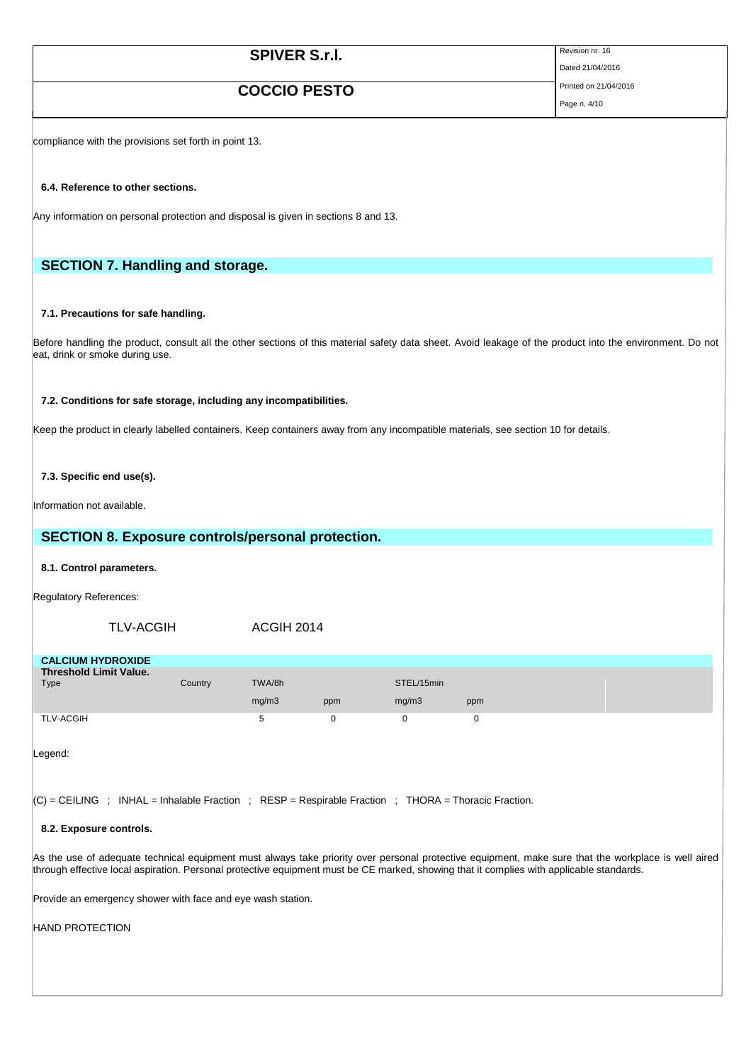compliance with the provisions set forth in point 13.

### 6.4. Reference to other sections.

Any information on personal protection and disposal is given in sections 8 and 13.

## SECTION 7. Handling and storage.

### 7.1. Precautions for safe handling.

Before handling the product, consult all the other sections of this material safety data sheet. Avoid leakage of the product into the environment. Do not eat, drink or smoke during use.

### 7.2. Conditions for safe storage, including any incompatibilities.

Keep the product in clearly labelled containers. Keep containers away from any incompatible materials, see section 10 for details.

### 7.3. Specific end use(s).

Information not available.

## SECTION 8. Exposure controls/personal protection.

### 8.1. Control parameters.

Regulatory References:

TLV-ACGIH    ACGIH 2014

**CALCIUM HYDROXIDE**

| **Threshold Limit Value.** Type | Country | TWA/8h | | STEL/15min | | |
|---|---|---|---|---|---|---|
| | | mg/m3 | ppm | mg/m3 | ppm | |
| TLV-ACGIH | | 5 | 0 | 0 | 0 | |

Legend:

(C) = CEILING ; INHAL = Inhalable Fraction ; RESP = Respirable Fraction ; THORA = Thoracic Fraction.

### 8.2. Exposure controls.

As the use of adequate technical equipment must always take priority over personal protective equipment, make sure that the workplace is well aired through effective local aspiration. Personal protective equipment must be CE marked, showing that it complies with applicable standards.

Provide an emergency shower with face and eye wash station.

HAND PROTECTION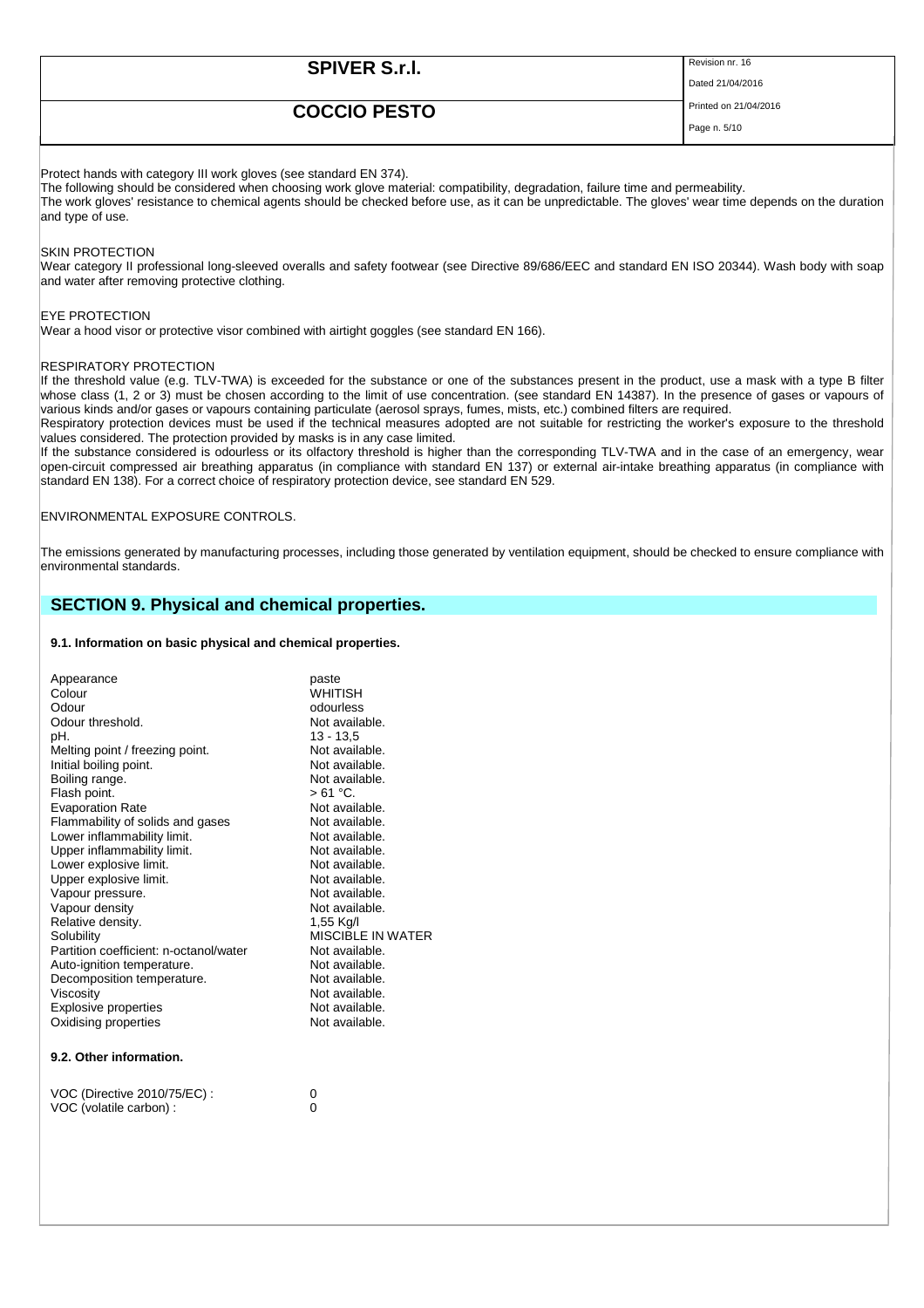Protect hands with category III work gloves (see standard EN 374).
The following should be considered when choosing work glove material: compatibility, degradation, failure time and permeability.
The work gloves' resistance to chemical agents should be checked before use, as it can be unpredictable. The gloves' wear time depends on the duration and type of use.

SKIN PROTECTION
Wear category II professional long-sleeved overalls and safety footwear (see Directive 89/686/EEC and standard EN ISO 20344). Wash body with soap and water after removing protective clothing.

EYE PROTECTION
Wear a hood visor or protective visor combined with airtight goggles (see standard EN 166).

RESPIRATORY PROTECTION
If the threshold value (e.g. TLV-TWA) is exceeded for the substance or one of the substances present in the product, use a mask with a type B filter whose class (1, 2 or 3) must be chosen according to the limit of use concentration. (see standard EN 14387). In the presence of gases or vapours of various kinds and/or gases or vapours containing particulate (aerosol sprays, fumes, mists, etc.) combined filters are required.
Respiratory protection devices must be used if the technical measures adopted are not suitable for restricting the worker's exposure to the threshold values considered. The protection provided by masks is in any case limited.
If the substance considered is odourless or its olfactory threshold is higher than the corresponding TLV-TWA and in the case of an emergency, wear open-circuit compressed air breathing apparatus (in compliance with standard EN 137) or external air-intake breathing apparatus (in compliance with standard EN 138). For a correct choice of respiratory protection device, see standard EN 529.

ENVIRONMENTAL EXPOSURE CONTROLS.

The emissions generated by manufacturing processes, including those generated by ventilation equipment, should be checked to ensure compliance with environmental standards.

## SECTION 9. Physical and chemical properties.

### 9.1. Information on basic physical and chemical properties.

| | |
|---|---|
| Appearance | paste |
| Colour | WHITISH |
| Odour | odourless |
| Odour threshold. | Not available. |
| pH. | 13 - 13,5 |
| Melting point / freezing point. | Not available. |
| Initial boiling point. | Not available. |
| Boiling range. | Not available. |
| Flash point. | > 61 °C. |
| Evaporation Rate | Not available. |
| Flammability of solids and gases | Not available. |
| Lower inflammability limit. | Not available. |
| Upper inflammability limit. | Not available. |
| Lower explosive limit. | Not available. |
| Upper explosive limit. | Not available. |
| Vapour pressure. | Not available. |
| Vapour density | Not available. |
| Relative density. | 1,55 Kg/l |
| Solubility | MISCIBLE IN WATER |
| Partition coefficient: n-octanol/water | Not available. |
| Auto-ignition temperature. | Not available. |
| Decomposition temperature. | Not available. |
| Viscosity | Not available. |
| Explosive properties | Not available. |
| Oxidising properties | Not available. |

### 9.2. Other information.

| | |
|---|---|
| VOC (Directive 2010/75/EC) : | 0 |
| VOC (volatile carbon) : | 0 |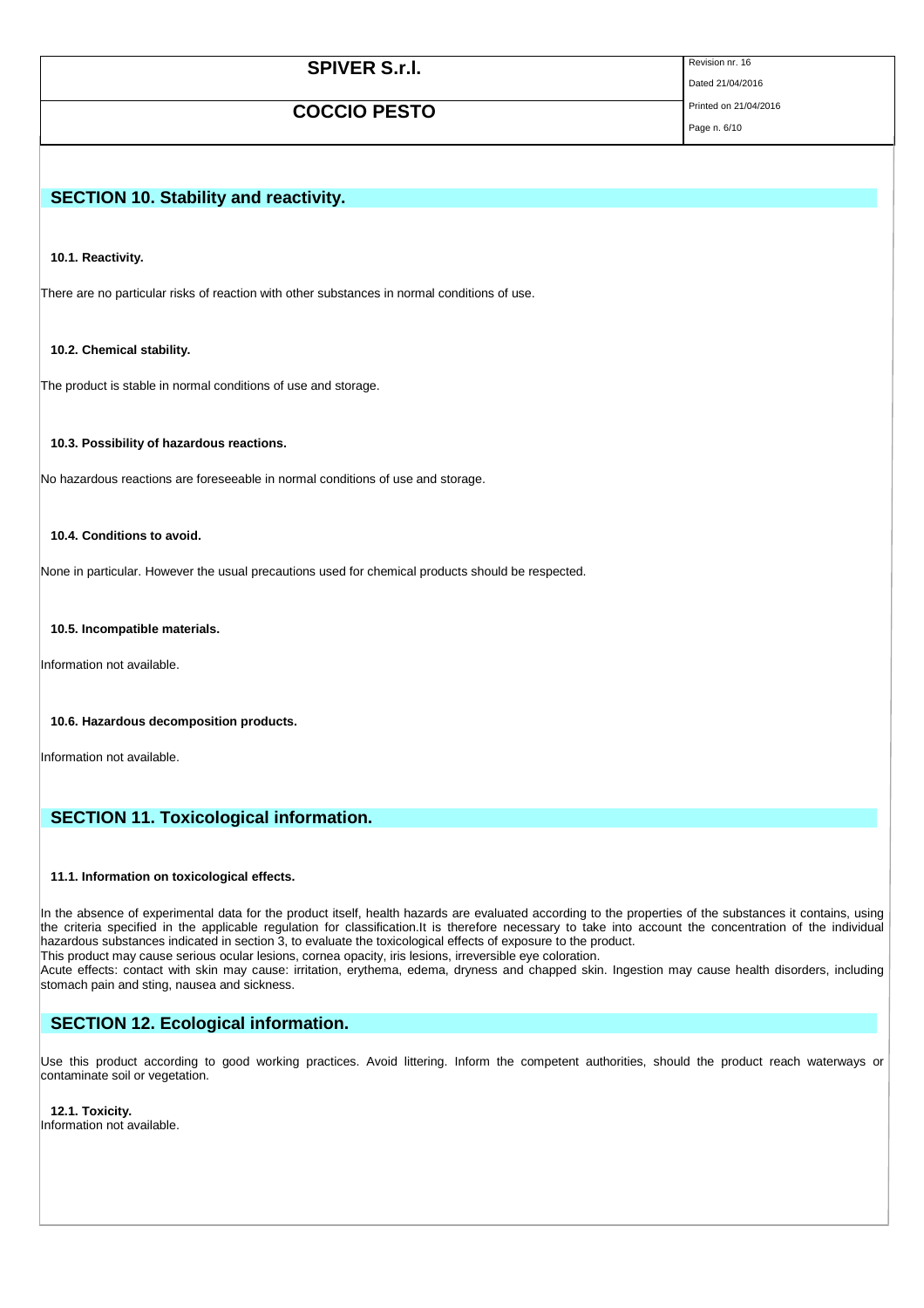## SECTION 10. Stability and reactivity.

### 10.1. Reactivity.

There are no particular risks of reaction with other substances in normal conditions of use.

### 10.2. Chemical stability.

The product is stable in normal conditions of use and storage.

### 10.3. Possibility of hazardous reactions.

No hazardous reactions are foreseeable in normal conditions of use and storage.

### 10.4. Conditions to avoid.

None in particular. However the usual precautions used for chemical products should be respected.

### 10.5. Incompatible materials.

Information not available.

### 10.6. Hazardous decomposition products.

Information not available.

## SECTION 11. Toxicological information.

### 11.1. Information on toxicological effects.

In the absence of experimental data for the product itself, health hazards are evaluated according to the properties of the substances it contains, using the criteria specified in the applicable regulation for classification.It is therefore necessary to take into account the concentration of the individual hazardous substances indicated in section 3, to evaluate the toxicological effects of exposure to the product.
This product may cause serious ocular lesions, cornea opacity, iris lesions, irreversible eye coloration.
Acute effects: contact with skin may cause: irritation, erythema, edema, dryness and chapped skin. Ingestion may cause health disorders, including stomach pain and sting, nausea and sickness.

## SECTION 12. Ecological information.

Use this product according to good working practices. Avoid littering. Inform the competent authorities, should the product reach waterways or contaminate soil or vegetation.

### 12.1. Toxicity.

Information not available.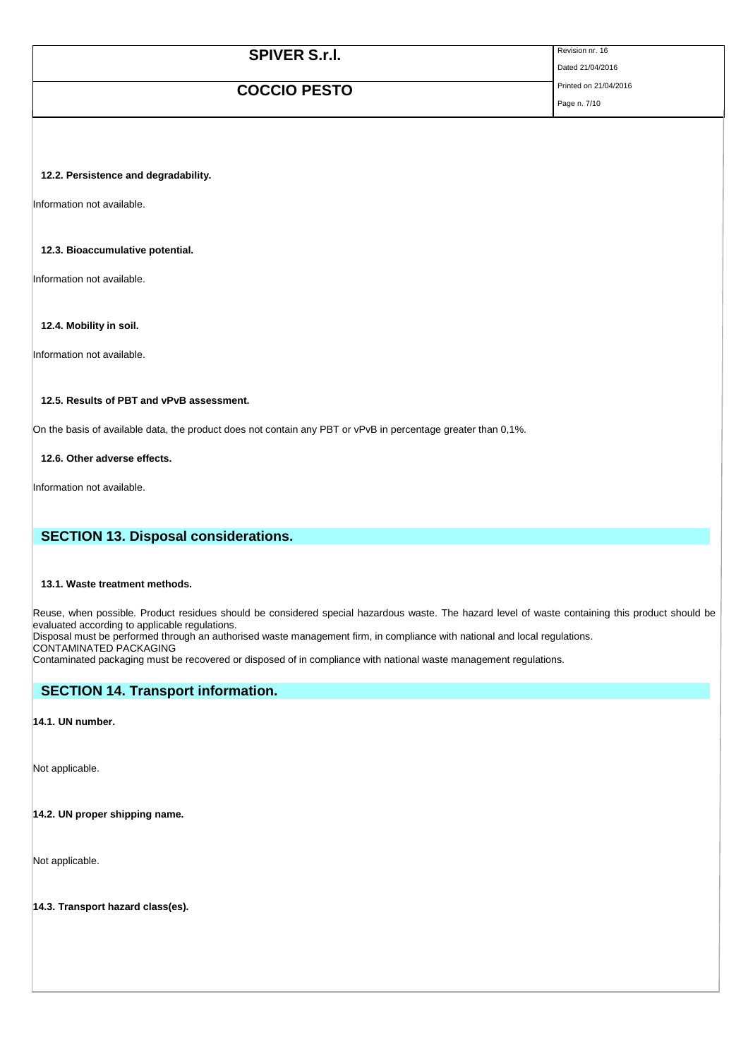#### 12.2. Persistence and degradability.

Information not available.

#### 12.3. Bioaccumulative potential.

Information not available.

#### 12.4. Mobility in soil.

Information not available.

#### 12.5. Results of PBT and vPvB assessment.

On the basis of available data, the product does not contain any PBT or vPvB in percentage greater than 0,1%.

#### 12.6. Other adverse effects.

Information not available.

## SECTION 13. Disposal considerations.

#### 13.1. Waste treatment methods.

Reuse, when possible. Product residues should be considered special hazardous waste. The hazard level of waste containing this product should be evaluated according to applicable regulations.
Disposal must be performed through an authorised waste management firm, in compliance with national and local regulations.
CONTAMINATED PACKAGING
Contaminated packaging must be recovered or disposed of in compliance with national waste management regulations.

## SECTION 14. Transport information.

#### 14.1. UN number.

Not applicable.

#### 14.2. UN proper shipping name.

Not applicable.

#### 14.3. Transport hazard class(es).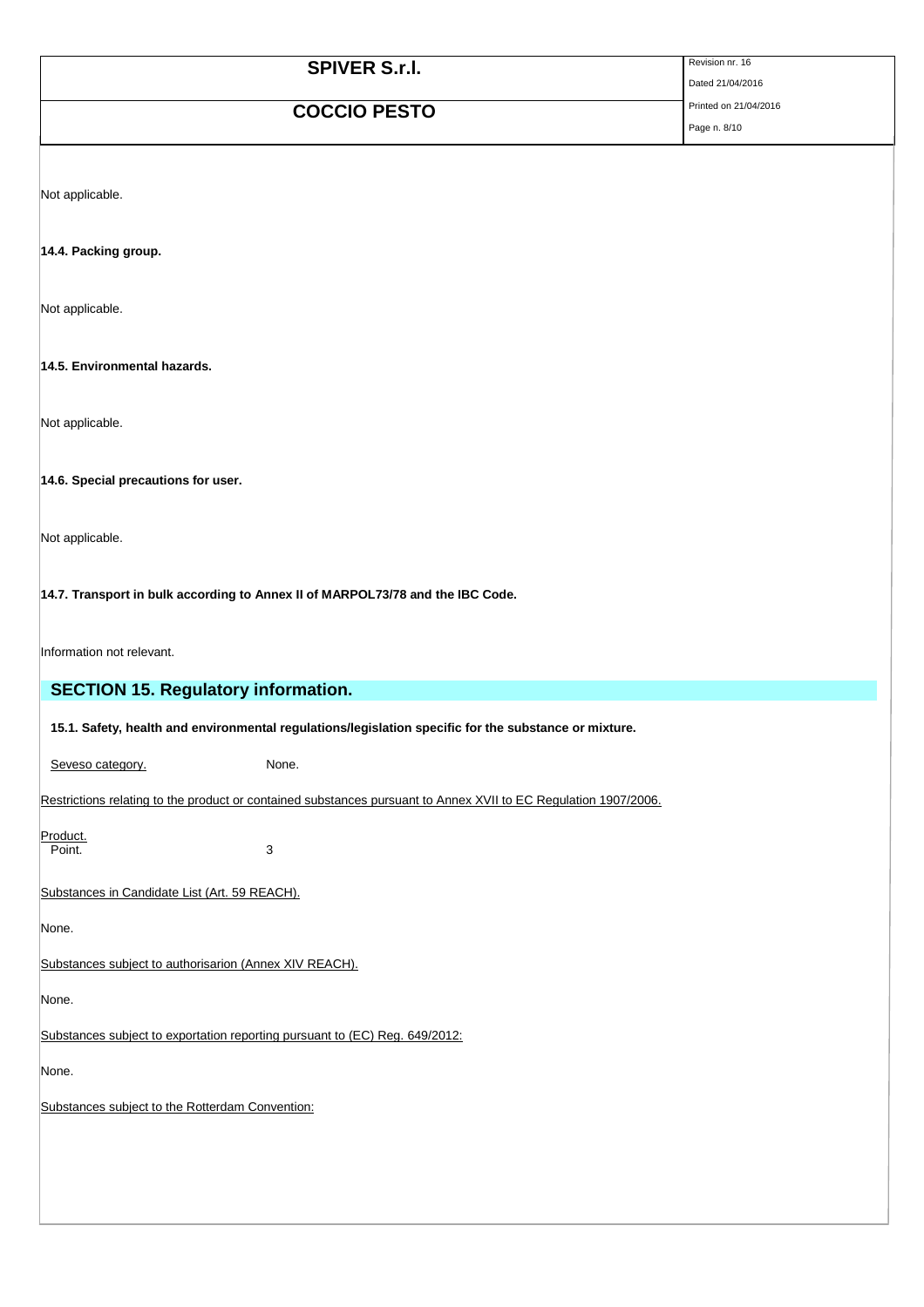Not applicable.

**14.4. Packing group.**

Not applicable.

**14.5. Environmental hazards.**

Not applicable.

**14.6. Special precautions for user.**

Not applicable.

**14.7. Transport in bulk according to Annex II of MARPOL73/78 and the IBC Code.**

Information not relevant.

## SECTION 15. Regulatory information.

**15.1. Safety, health and environmental regulations/legislation specific for the substance or mixture.**

Seveso category. None.

Restrictions relating to the product or contained substances pursuant to Annex XVII to EC Regulation 1907/2006.

Product.
Point. 3

Substances in Candidate List (Art. 59 REACH).

None.

Substances subject to authorisarion (Annex XIV REACH).

None.

Substances subject to exportation reporting pursuant to (EC) Reg. 649/2012:

None.

Substances subject to the Rotterdam Convention: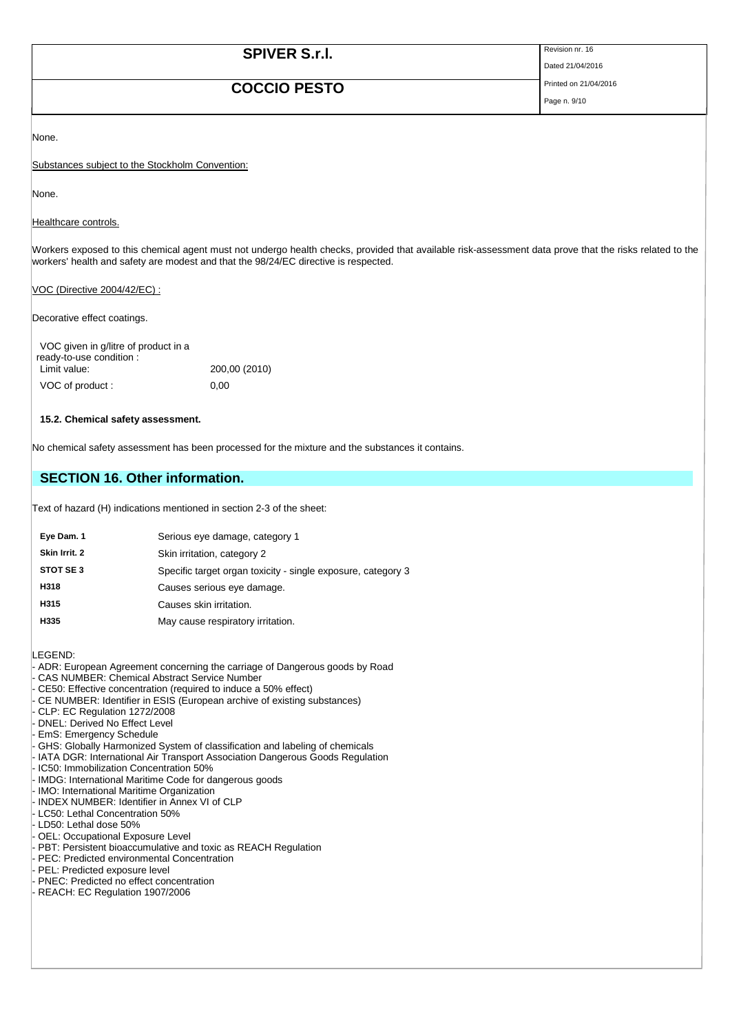None.

Substances subject to the Stockholm Convention:

None.

Healthcare controls.

Workers exposed to this chemical agent must not undergo health checks, provided that available risk-assessment data prove that the risks related to the workers' health and safety are modest and that the 98/24/EC directive is respected.

VOC (Directive 2004/42/EC) :

Decorative effect coatings.

| VOC given in g/litre of product in a ready-to-use condition : | |
|---|---|
| Limit value: | 200,00 (2010) |
| VOC of product : | 0,00 |

**15.2. Chemical safety assessment.**

No chemical safety assessment has been processed for the mixture and the substances it contains.

## SECTION 16. Other information.

Text of hazard (H) indications mentioned in section 2-3 of the sheet:

| | |
|---|---|
| **Eye Dam. 1** | Serious eye damage, category 1 |
| **Skin Irrit. 2** | Skin irritation, category 2 |
| **STOT SE 3** | Specific target organ toxicity - single exposure, category 3 |
| **H318** | Causes serious eye damage. |
| **H315** | Causes skin irritation. |
| **H335** | May cause respiratory irritation. |

LEGEND:

- ADR: European Agreement concerning the carriage of Dangerous goods by Road
- CAS NUMBER: Chemical Abstract Service Number
- CE50: Effective concentration (required to induce a 50% effect)
- CE NUMBER: Identifier in ESIS (European archive of existing substances)
- CLP: EC Regulation 1272/2008
- DNEL: Derived No Effect Level
- EmS: Emergency Schedule
- GHS: Globally Harmonized System of classification and labeling of chemicals
- IATA DGR: International Air Transport Association Dangerous Goods Regulation
- IC50: Immobilization Concentration 50%
- IMDG: International Maritime Code for dangerous goods
- IMO: International Maritime Organization
- INDEX NUMBER: Identifier in Annex VI of CLP
- LC50: Lethal Concentration 50%
- LD50: Lethal dose 50%
- OEL: Occupational Exposure Level
- PBT: Persistent bioaccumulative and toxic as REACH Regulation
- PEC: Predicted environmental Concentration
- PEL: Predicted exposure level
- PNEC: Predicted no effect concentration
- REACH: EC Regulation 1907/2006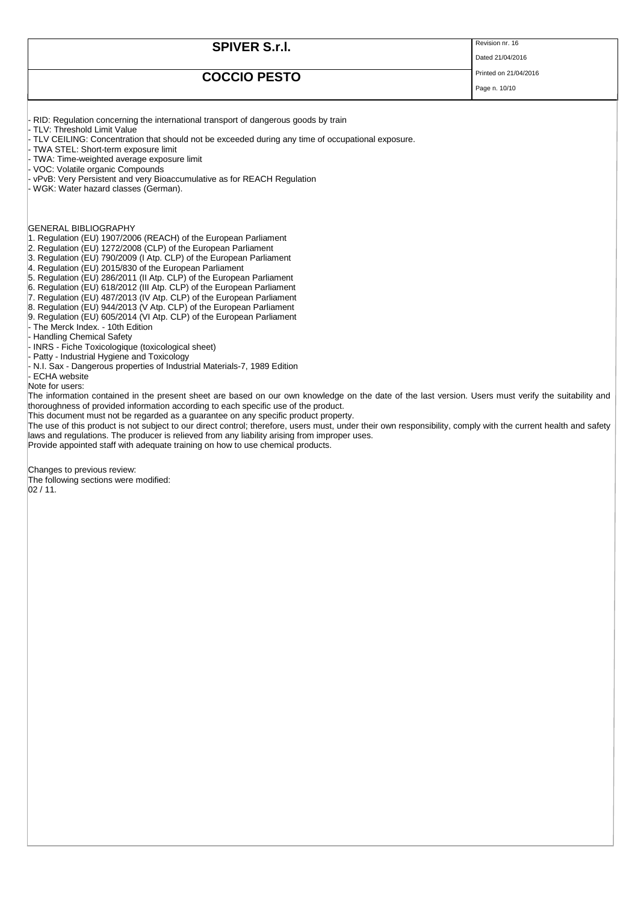- RID: Regulation concerning the international transport of dangerous goods by train
- TLV: Threshold Limit Value
- TLV CEILING: Concentration that should not be exceeded during any time of occupational exposure.
- TWA STEL: Short-term exposure limit
- TWA: Time-weighted average exposure limit
- VOC: Volatile organic Compounds
- vPvB: Very Persistent and very Bioaccumulative as for REACH Regulation
- WGK: Water hazard classes (German).

GENERAL BIBLIOGRAPHY

1. Regulation (EU) 1907/2006 (REACH) of the European Parliament
2. Regulation (EU) 1272/2008 (CLP) of the European Parliament
3. Regulation (EU) 790/2009 (I Atp. CLP) of the European Parliament
4. Regulation (EU) 2015/830 of the European Parliament
5. Regulation (EU) 286/2011 (II Atp. CLP) of the European Parliament
6. Regulation (EU) 618/2012 (III Atp. CLP) of the European Parliament
7. Regulation (EU) 487/2013 (IV Atp. CLP) of the European Parliament
8. Regulation (EU) 944/2013 (V Atp. CLP) of the European Parliament
9. Regulation (EU) 605/2014 (VI Atp. CLP) of the European Parliament

- The Merck Index. - 10th Edition
- Handling Chemical Safety
- INRS - Fiche Toxicologique (toxicological sheet)
- Patty - Industrial Hygiene and Toxicology
- N.I. Sax - Dangerous properties of Industrial Materials-7, 1989 Edition
- ECHA website

Note for users:

The information contained in the present sheet are based on our own knowledge on the date of the last version. Users must verify the suitability and thoroughness of provided information according to each specific use of the product.

This document must not be regarded as a guarantee on any specific product property.

The use of this product is not subject to our direct control; therefore, users must, under their own responsibility, comply with the current health and safety laws and regulations. The producer is relieved from any liability arising from improper uses.

Provide appointed staff with adequate training on how to use chemical products.

Changes to previous review:

The following sections were modified:

02 / 11.